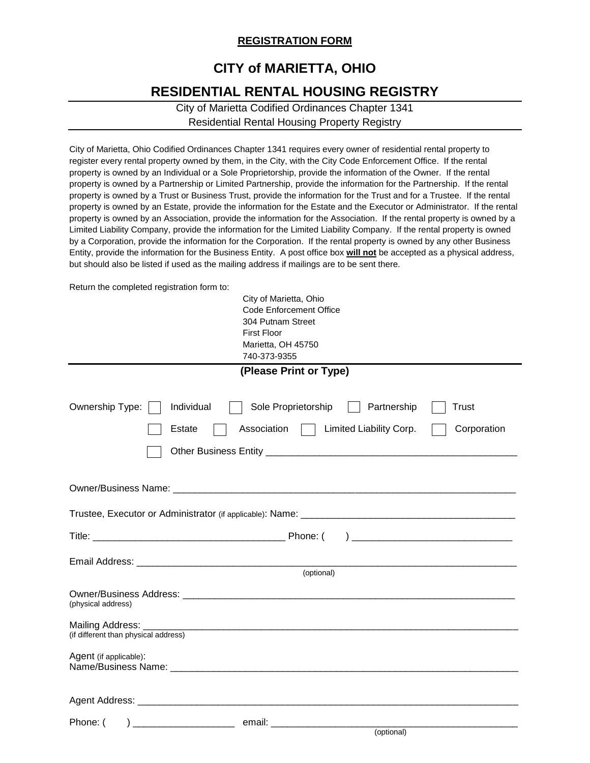**REGISTRATION FORM**

# CITY of MARIETTA, OHIO

## RESIDENTIAL RENTAL HOUSING REGISTRY

City of Marietta Codified Ordinances Chapter 1341
Residential Rental Housing Property Registry

City of Marietta, Ohio Codified Ordinances Chapter 1341 requires every owner of residential rental property to register every rental property owned by them, in the City, with the City Code Enforcement Office. If the rental property is owned by an Individual or a Sole Proprietorship, provide the information of the Owner. If the rental property is owned by a Partnership or Limited Partnership, provide the information for the Partnership. If the rental property is owned by a Trust or Business Trust, provide the information for the Trust and for a Trustee. If the rental property is owned by an Estate, provide the information for the Estate and the Executor or Administrator. If the rental property is owned by an Association, provide the information for the Association. If the rental property is owned by a Limited Liability Company, provide the information for the Limited Liability Company. If the rental property is owned by a Corporation, provide the information for the Corporation. If the rental property is owned by any other Business Entity, provide the information for the Business Entity. A post office box **will not** be accepted as a physical address, but should also be listed if used as the mailing address if mailings are to be sent there.

Return the completed registration form to:

City of Marietta, Ohio
Code Enforcement Office
304 Putnam Street
First Floor
Marietta, OH 45750
740-373-9355

**(Please Print or Type)**

Ownership Type: ☐ Individual ☐ Sole Proprietorship ☐ Partnership ☐ Trust

☐ Estate ☐ Association ☐ Limited Liability Corp. ☐ Corporation

☐ Other Business Entity ______________________________________________

Owner/Business Name: ______________________________________________________________

Trustee, Executor or Administrator (if applicable): Name: ______________________________________

Title: ___________________________________ Phone: (     ) _____________________________

Email Address: _________________________________________________________________________
(optional)

Owner/Business Address: ______________________________________________________________
(physical address)

Mailing Address: ________________________________________________________________________
(if different than physical address)

Agent (if applicable):
Name/Business Name: _________________________________________________________________

Agent Address: _________________________________________________________________________

Phone: (     ) ___________________ email: _____________________________________________
(optional)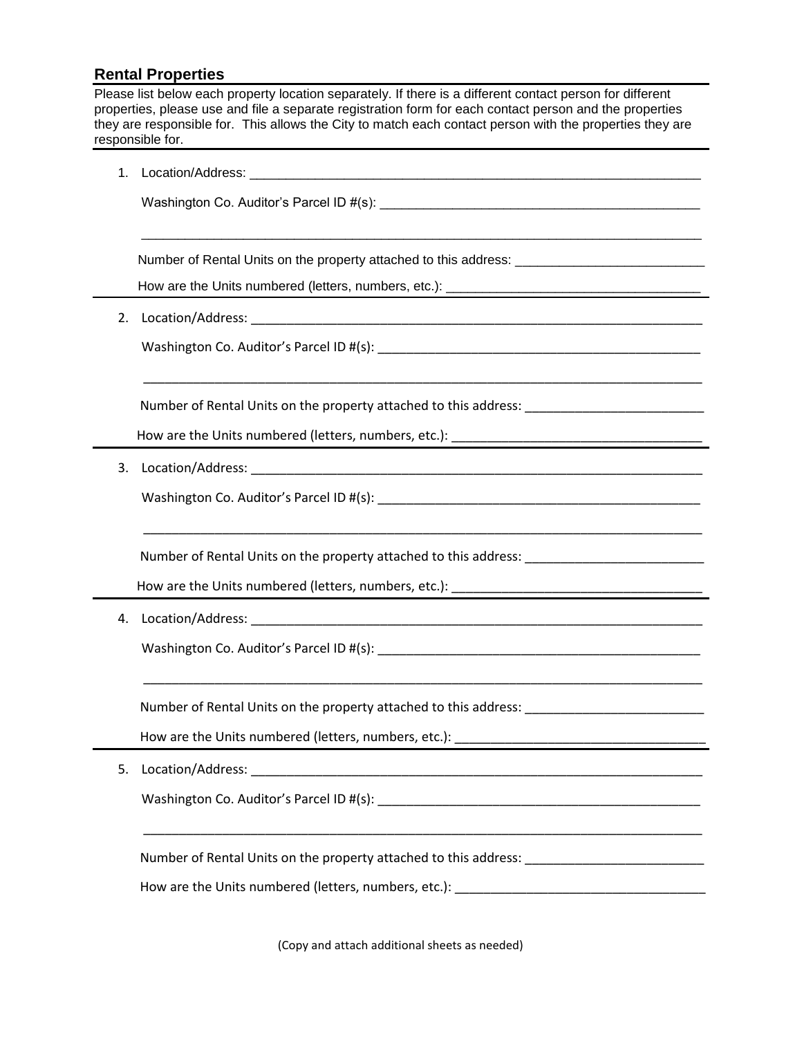## Rental Properties

Please list below each property location separately. If there is a different contact person for different properties, please use and file a separate registration form for each contact person and the properties they are responsible for. This allows the City to match each contact person with the properties they are responsible for.

---

1. Location/Address: ______________________________________________________________

   Washington Co. Auditor's Parcel ID #(s): ____________________________________________

   ________________________________________________________________________________

   Number of Rental Units on the property attached to this address: ________________________

   How are the Units numbered (letters, numbers, etc.): ________________________________

---

2. Location/Address: ______________________________________________________________

   Washington Co. Auditor's Parcel ID #(s): ____________________________________________

   ________________________________________________________________________________

   Number of Rental Units on the property attached to this address: ________________________

   How are the Units numbered (letters, numbers, etc.): ________________________________

---

3. Location/Address: ______________________________________________________________

   Washington Co. Auditor's Parcel ID #(s): ____________________________________________

   ________________________________________________________________________________

   Number of Rental Units on the property attached to this address: ________________________

   How are the Units numbered (letters, numbers, etc.): ________________________________

---

4. Location/Address: ______________________________________________________________

   Washington Co. Auditor's Parcel ID #(s): ____________________________________________

   ________________________________________________________________________________

   Number of Rental Units on the property attached to this address: ________________________

   How are the Units numbered (letters, numbers, etc.): ________________________________

---

5. Location/Address: ______________________________________________________________

   Washington Co. Auditor's Parcel ID #(s): ____________________________________________

   ________________________________________________________________________________

   Number of Rental Units on the property attached to this address: ________________________

   How are the Units numbered (letters, numbers, etc.): ________________________________

(Copy and attach additional sheets as needed)